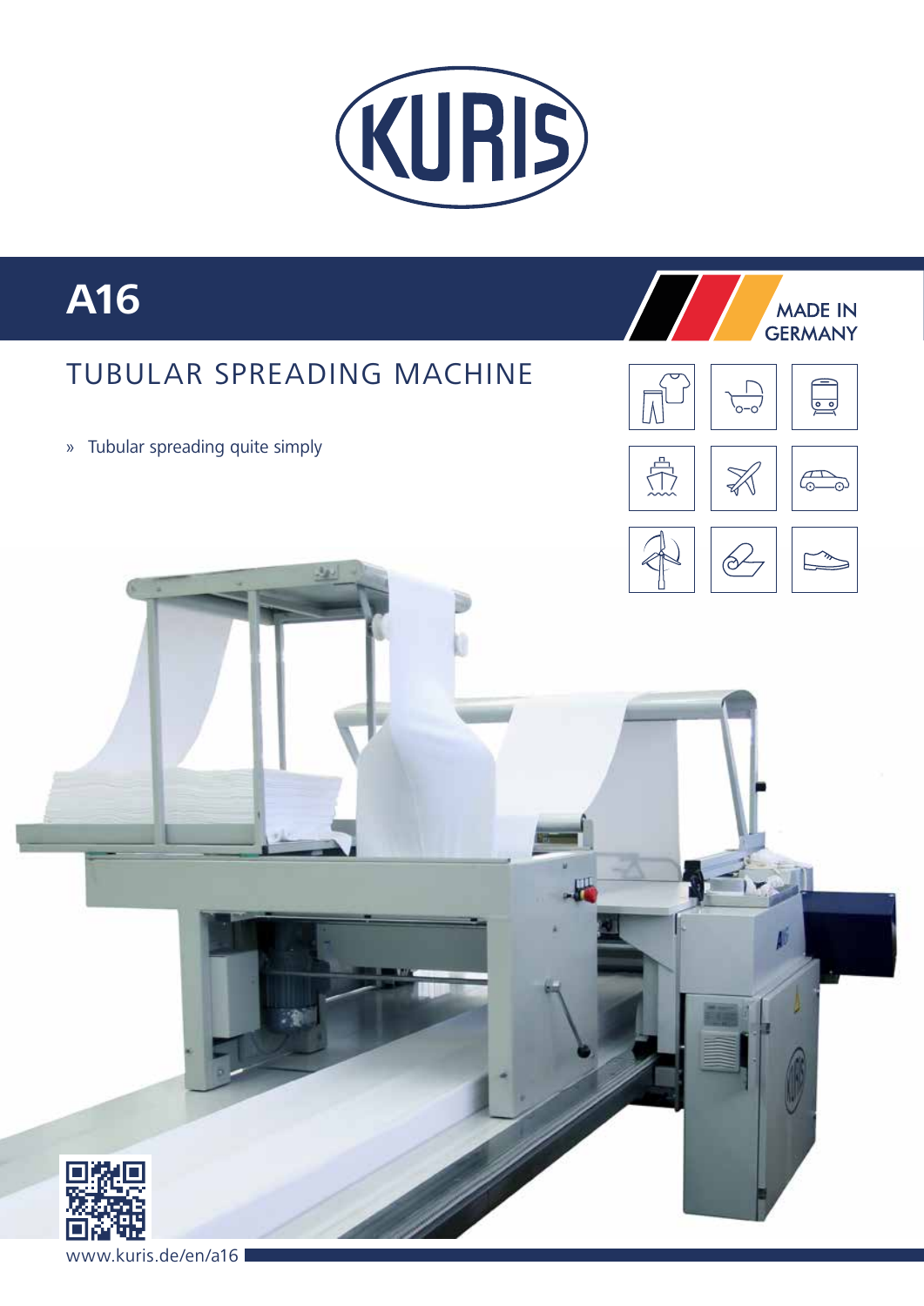KURIS

# A16

MADE IN GERMANY

## TUBULAR SPREADING MACHINE

» Tubular spreading quite simply

www.kuris.de/en/a16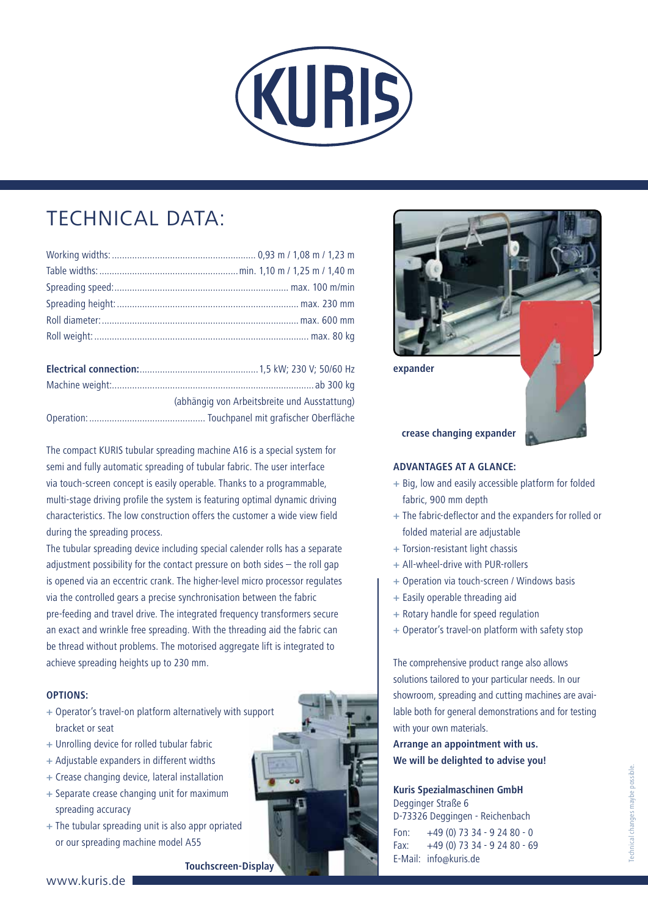KURIS

# TECHNICAL DATA:

| | |
|---|---|
| Working widths: | 0,93 m / 1,08 m / 1,23 m |
| Table widths: | min. 1,10 m / 1,25 m / 1,40 m |
| Spreading speed: | max. 100 m/min |
| Spreading height: | max. 230 mm |
| Roll diameter: | max. 600 mm |
| Roll weight: | max. 80 kg |

| | |
|---|---|
| **Electrical connection:** | 1,5 kW; 230 V; 50/60 Hz |
| Machine weight: | ab 300 kg |
| | (abhängig von Arbeitsbreite und Ausstattung) |
| Operation: | Touchpanel mit grafischer Oberfläche |

The compact KURIS tubular spreading machine A16 is a special system for semi and fully automatic spreading of tubular fabric. The user interface via touch-screen concept is easily operable. Thanks to a programmable, multi-stage driving profile the system is featuring optimal dynamic driving characteristics. The low construction offers the customer a wide view field during the spreading process.

The tubular spreading device including special calender rolls has a separate adjustment possibility for the contact pressure on both sides – the roll gap is opened via an eccentric crank. The higher-level micro processor regulates via the controlled gears a precise synchronisation between the fabric pre-feeding and travel drive. The integrated frequency transformers secure an exact and wrinkle free spreading. With the threading aid the fabric can be thread without problems. The motorised aggregate lift is integrated to achieve spreading heights up to 230 mm.

**OPTIONS:**

- Operator's travel-on platform alternatively with support bracket or seat
- Unrolling device for rolled tubular fabric
- Adjustable expanders in different widths
- Crease changing device, lateral installation
- Separate crease changing unit for maximum spreading accuracy
- The tubular spreading unit is also appr opriated or our spreading machine model A55

**Touchscreen-Display**

**expander**

**crease changing expander**

**ADVANTAGES AT A GLANCE:**

- Big, low and easily accessible platform for folded fabric, 900 mm depth
- The fabric-deflector and the expanders for rolled or folded material are adjustable
- Torsion-resistant light chassis
- All-wheel-drive with PUR-rollers
- Operation via touch-screen / Windows basis
- Easily operable threading aid
- Rotary handle for speed regulation
- Operator's travel-on platform with safety stop

The comprehensive product range also allows solutions tailored to your particular needs. In our showroom, spreading and cutting machines are available both for general demonstrations and for testing with your own materials.

**Arrange an appointment with us.**
**We will be delighted to advise you!**

**Kuris Spezialmaschinen GmbH**
Degginger Straße 6
D-73326 Deggingen - Reichenbach
Fon: +49 (0) 73 34 - 9 24 80 - 0
Fax: +49 (0) 73 34 - 9 24 80 - 69
E-Mail: info@kuris.de

Technical changes maybe possible.

www.kuris.de